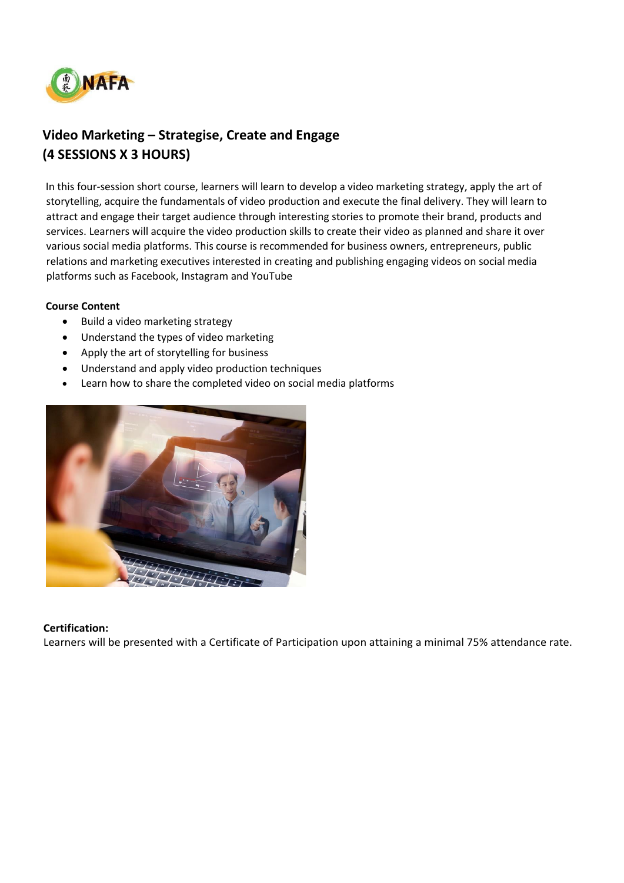# Video Marketing – Strategise, Create and Engage
# (4 SESSIONS X 3 HOURS)

In this four-session short course, learners will learn to develop a video marketing strategy, apply the art of storytelling, acquire the fundamentals of video production and execute the final delivery. They will learn to attract and engage their target audience through interesting stories to promote their brand, products and services. Learners will acquire the video production skills to create their video as planned and share it over various social media platforms. This course is recommended for business owners, entrepreneurs, public relations and marketing executives interested in creating and publishing engaging videos on social media platforms such as Facebook, Instagram and YouTube

**Course Content**

- Build a video marketing strategy
- Understand the types of video marketing
- Apply the art of storytelling for business
- Understand and apply video production techniques
- Learn how to share the completed video on social media platforms

**Certification:**

Learners will be presented with a Certificate of Participation upon attaining a minimal 75% attendance rate.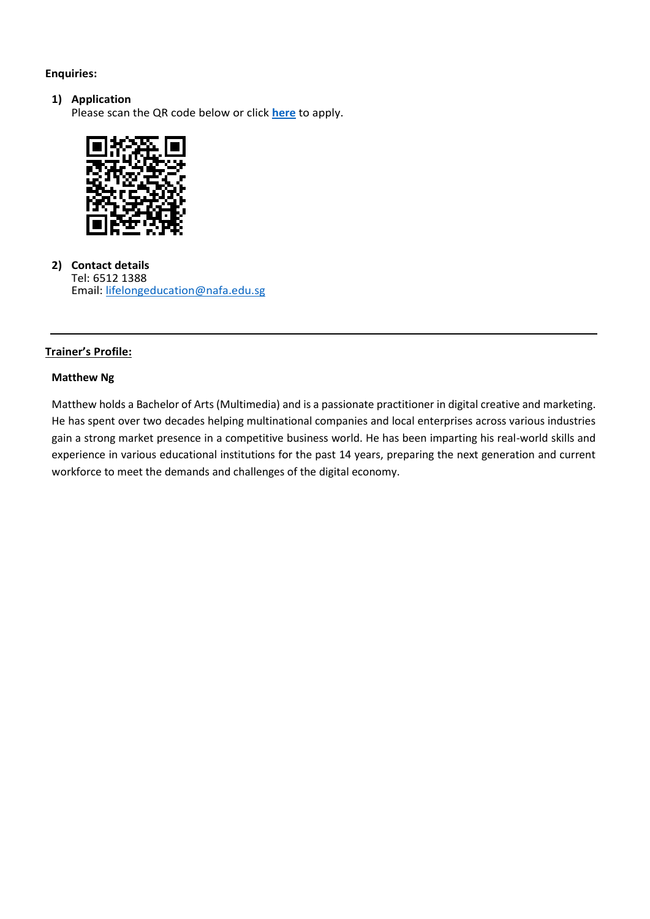**Enquiries:**

1) **Application**
   Please scan the QR code below or click **here** to apply.

2) **Contact details**
   Tel: 6512 1388
   Email: lifelongeducation@nafa.edu.sg

---

**Trainer's Profile:**

**Matthew Ng**

Matthew holds a Bachelor of Arts (Multimedia) and is a passionate practitioner in digital creative and marketing. He has spent over two decades helping multinational companies and local enterprises across various industries gain a strong market presence in a competitive business world. He has been imparting his real-world skills and experience in various educational institutions for the past 14 years, preparing the next generation and current workforce to meet the demands and challenges of the digital economy.